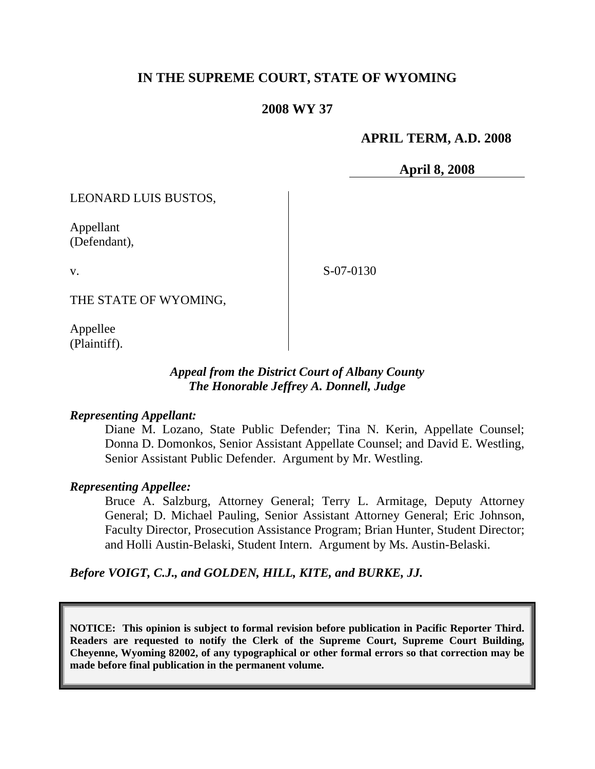# IN THE SUPREME COURT, STATE OF WYOMING

## 2008 WY 37

**APRIL TERM, A.D. 2008**

**April 8, 2008**

| | |
|---|---|
| LEONARD LUIS BUSTOS,<br><br>Appellant<br>(Defendant),<br><br>v.<br><br>THE STATE OF WYOMING,<br><br>Appellee<br>(Plaintiff). | S-07-0130 |

***Appeal from the District Court of Albany County***
***The Honorable Jeffrey A. Donnell, Judge***

***Representing Appellant:***

Diane M. Lozano, State Public Defender; Tina N. Kerin, Appellate Counsel; Donna D. Domonkos, Senior Assistant Appellate Counsel; and David E. Westling, Senior Assistant Public Defender. Argument by Mr. Westling.

***Representing Appellee:***

Bruce A. Salzburg, Attorney General; Terry L. Armitage, Deputy Attorney General; D. Michael Pauling, Senior Assistant Attorney General; Eric Johnson, Faculty Director, Prosecution Assistance Program; Brian Hunter, Student Director; and Holli Austin-Belaski, Student Intern. Argument by Ms. Austin-Belaski.

***Before VOIGT, C.J., and GOLDEN, HILL, KITE, and BURKE, JJ.***

**NOTICE: This opinion is subject to formal revision before publication in Pacific Reporter Third. Readers are requested to notify the Clerk of the Supreme Court, Supreme Court Building, Cheyenne, Wyoming 82002, of any typographical or other formal errors so that correction may be made before final publication in the permanent volume.**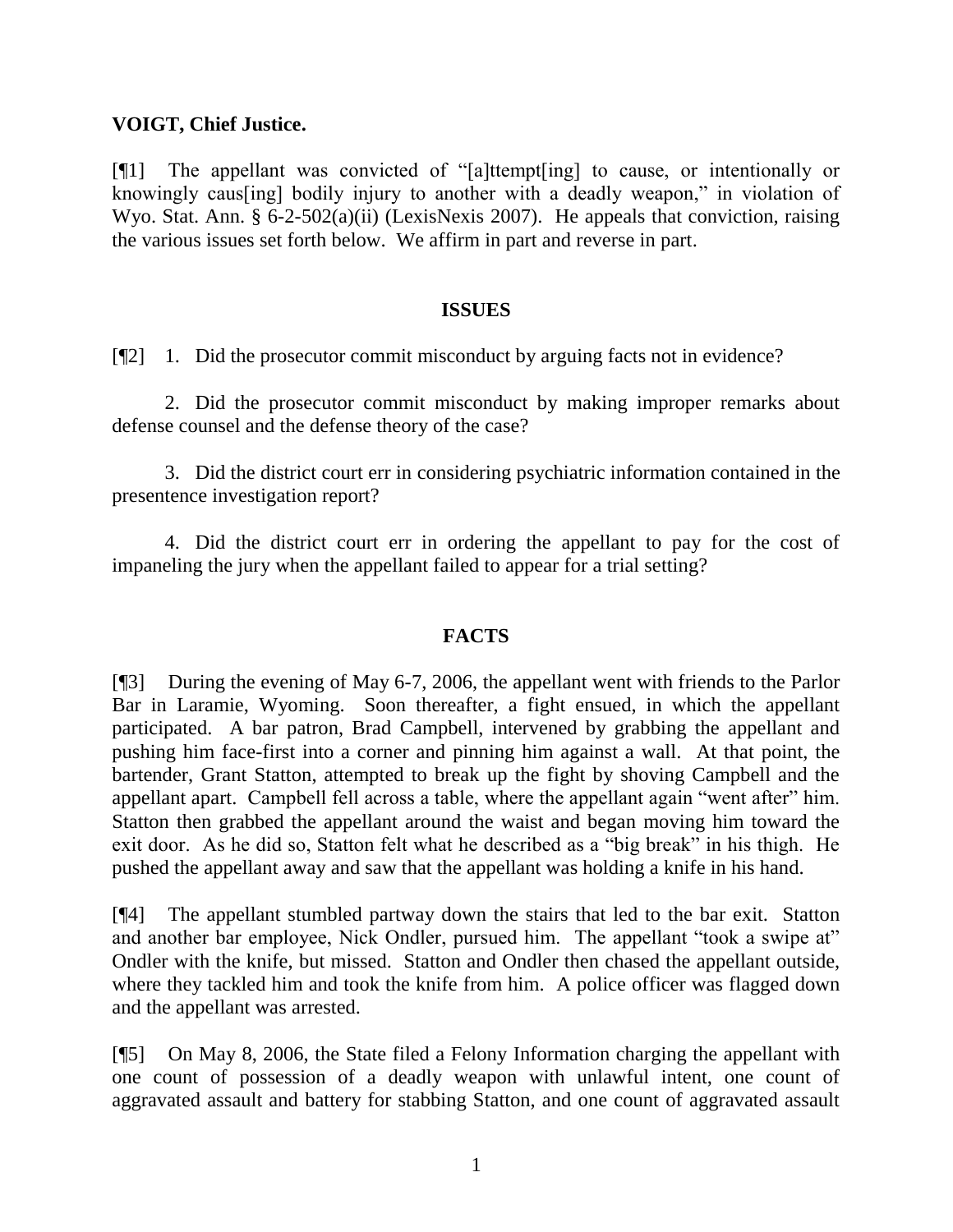**VOIGT, Chief Justice.**

[¶1] The appellant was convicted of "[a]ttempt[ing] to cause, or intentionally or knowingly caus[ing] bodily injury to another with a deadly weapon," in violation of Wyo. Stat. Ann. § 6-2-502(a)(ii) (LexisNexis 2007). He appeals that conviction, raising the various issues set forth below. We affirm in part and reverse in part.

## ISSUES

[¶2] 1. Did the prosecutor commit misconduct by arguing facts not in evidence?

2. Did the prosecutor commit misconduct by making improper remarks about defense counsel and the defense theory of the case?

3. Did the district court err in considering psychiatric information contained in the presentence investigation report?

4. Did the district court err in ordering the appellant to pay for the cost of impaneling the jury when the appellant failed to appear for a trial setting?

## FACTS

[¶3] During the evening of May 6-7, 2006, the appellant went with friends to the Parlor Bar in Laramie, Wyoming. Soon thereafter, a fight ensued, in which the appellant participated. A bar patron, Brad Campbell, intervened by grabbing the appellant and pushing him face-first into a corner and pinning him against a wall. At that point, the bartender, Grant Statton, attempted to break up the fight by shoving Campbell and the appellant apart. Campbell fell across a table, where the appellant again "went after" him. Statton then grabbed the appellant around the waist and began moving him toward the exit door. As he did so, Statton felt what he described as a "big break" in his thigh. He pushed the appellant away and saw that the appellant was holding a knife in his hand.

[¶4] The appellant stumbled partway down the stairs that led to the bar exit. Statton and another bar employee, Nick Ondler, pursued him. The appellant "took a swipe at" Ondler with the knife, but missed. Statton and Ondler then chased the appellant outside, where they tackled him and took the knife from him. A police officer was flagged down and the appellant was arrested.

[¶5] On May 8, 2006, the State filed a Felony Information charging the appellant with one count of possession of a deadly weapon with unlawful intent, one count of aggravated assault and battery for stabbing Statton, and one count of aggravated assault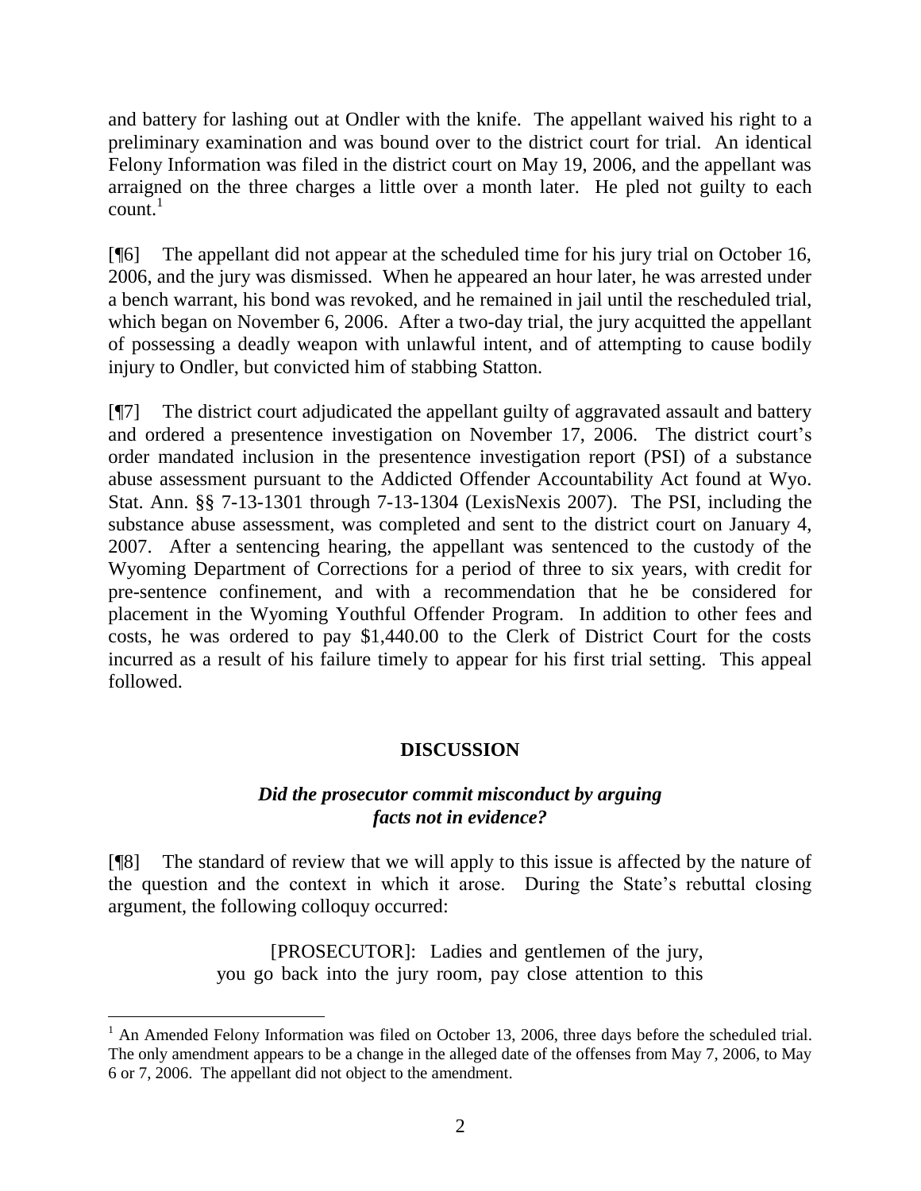and battery for lashing out at Ondler with the knife. The appellant waived his right to a preliminary examination and was bound over to the district court for trial. An identical Felony Information was filed in the district court on May 19, 2006, and the appellant was arraigned on the three charges a little over a month later. He pled not guilty to each count.[1]

[¶6] The appellant did not appear at the scheduled time for his jury trial on October 16, 2006, and the jury was dismissed. When he appeared an hour later, he was arrested under a bench warrant, his bond was revoked, and he remained in jail until the rescheduled trial, which began on November 6, 2006. After a two-day trial, the jury acquitted the appellant of possessing a deadly weapon with unlawful intent, and of attempting to cause bodily injury to Ondler, but convicted him of stabbing Statton.

[¶7] The district court adjudicated the appellant guilty of aggravated assault and battery and ordered a presentence investigation on November 17, 2006. The district court's order mandated inclusion in the presentence investigation report (PSI) of a substance abuse assessment pursuant to the Addicted Offender Accountability Act found at Wyo. Stat. Ann. §§ 7-13-1301 through 7-13-1304 (LexisNexis 2007). The PSI, including the substance abuse assessment, was completed and sent to the district court on January 4, 2007. After a sentencing hearing, the appellant was sentenced to the custody of the Wyoming Department of Corrections for a period of three to six years, with credit for pre-sentence confinement, and with a recommendation that he be considered for placement in the Wyoming Youthful Offender Program. In addition to other fees and costs, he was ordered to pay $1,440.00 to the Clerk of District Court for the costs incurred as a result of his failure timely to appear for his first trial setting. This appeal followed.

## DISCUSSION

### *Did the prosecutor commit misconduct by arguing facts not in evidence?*

[¶8] The standard of review that we will apply to this issue is affected by the nature of the question and the context in which it arose. During the State's rebuttal closing argument, the following colloquy occurred:

> [PROSECUTOR]: Ladies and gentlemen of the jury, you go back into the jury room, pay close attention to this

[1] An Amended Felony Information was filed on October 13, 2006, three days before the scheduled trial. The only amendment appears to be a change in the alleged date of the offenses from May 7, 2006, to May 6 or 7, 2006. The appellant did not object to the amendment.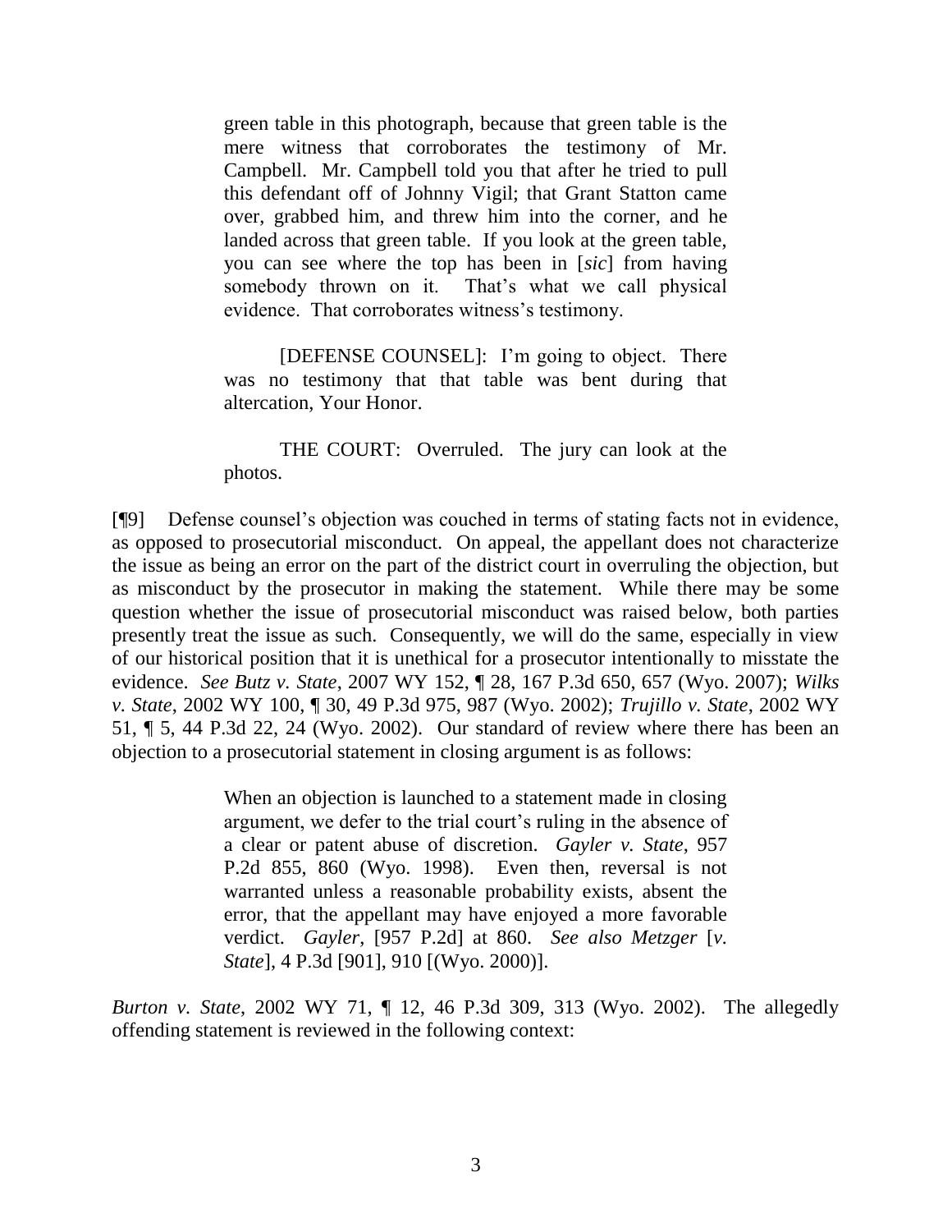> green table in this photograph, because that green table is the mere witness that corroborates the testimony of Mr. Campbell. Mr. Campbell told you that after he tried to pull this defendant off of Johnny Vigil; that Grant Statton came over, grabbed him, and threw him into the corner, and he landed across that green table. If you look at the green table, you can see where the top has been in [*sic*] from having somebody thrown on it. That's what we call physical evidence. That corroborates witness's testimony.
>
> [DEFENSE COUNSEL]: I'm going to object. There was no testimony that that table was bent during that altercation, Your Honor.
>
> THE COURT: Overruled. The jury can look at the photos.

[¶9] Defense counsel's objection was couched in terms of stating facts not in evidence, as opposed to prosecutorial misconduct. On appeal, the appellant does not characterize the issue as being an error on the part of the district court in overruling the objection, but as misconduct by the prosecutor in making the statement. While there may be some question whether the issue of prosecutorial misconduct was raised below, both parties presently treat the issue as such. Consequently, we will do the same, especially in view of our historical position that it is unethical for a prosecutor intentionally to misstate the evidence. *See Butz v. State*, 2007 WY 152, ¶ 28, 167 P.3d 650, 657 (Wyo. 2007); *Wilks v. State*, 2002 WY 100, ¶ 30, 49 P.3d 975, 987 (Wyo. 2002); *Trujillo v. State*, 2002 WY 51, ¶ 5, 44 P.3d 22, 24 (Wyo. 2002). Our standard of review where there has been an objection to a prosecutorial statement in closing argument is as follows:

> When an objection is launched to a statement made in closing argument, we defer to the trial court's ruling in the absence of a clear or patent abuse of discretion. *Gayler v. State*, 957 P.2d 855, 860 (Wyo. 1998). Even then, reversal is not warranted unless a reasonable probability exists, absent the error, that the appellant may have enjoyed a more favorable verdict. *Gayler*, [957 P.2d] at 860. *See also Metzger* [*v. State*], 4 P.3d [901], 910 [(Wyo. 2000)].

*Burton v. State*, 2002 WY 71, ¶ 12, 46 P.3d 309, 313 (Wyo. 2002). The allegedly offending statement is reviewed in the following context: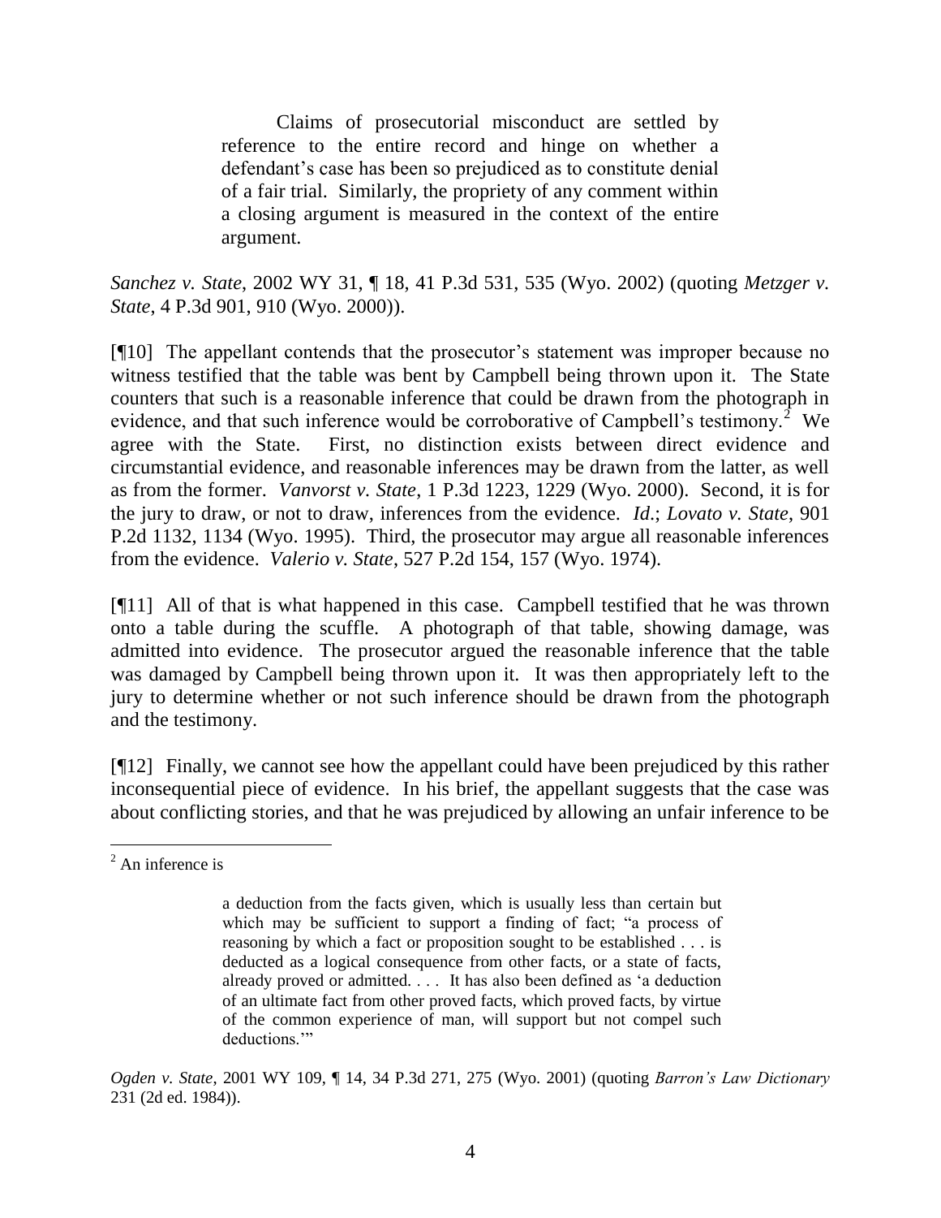> Claims of prosecutorial misconduct are settled by reference to the entire record and hinge on whether a defendant's case has been so prejudiced as to constitute denial of a fair trial. Similarly, the propriety of any comment within a closing argument is measured in the context of the entire argument.

*Sanchez v. State*, 2002 WY 31, ¶ 18, 41 P.3d 531, 535 (Wyo. 2002) (quoting *Metzger v. State*, 4 P.3d 901, 910 (Wyo. 2000)).

[¶10] The appellant contends that the prosecutor's statement was improper because no witness testified that the table was bent by Campbell being thrown upon it. The State counters that such is a reasonable inference that could be drawn from the photograph in evidence, and that such inference would be corroborative of Campbell's testimony.[2] We agree with the State. First, no distinction exists between direct evidence and circumstantial evidence, and reasonable inferences may be drawn from the latter, as well as from the former. *Vanvorst v. State*, 1 P.3d 1223, 1229 (Wyo. 2000). Second, it is for the jury to draw, or not to draw, inferences from the evidence. *Id*.; *Lovato v. State*, 901 P.2d 1132, 1134 (Wyo. 1995). Third, the prosecutor may argue all reasonable inferences from the evidence. *Valerio v. State*, 527 P.2d 154, 157 (Wyo. 1974).

[¶11] All of that is what happened in this case. Campbell testified that he was thrown onto a table during the scuffle. A photograph of that table, showing damage, was admitted into evidence. The prosecutor argued the reasonable inference that the table was damaged by Campbell being thrown upon it. It was then appropriately left to the jury to determine whether or not such inference should be drawn from the photograph and the testimony.

[¶12] Finally, we cannot see how the appellant could have been prejudiced by this rather inconsequential piece of evidence. In his brief, the appellant suggests that the case was about conflicting stories, and that he was prejudiced by allowing an unfair inference to be

---

[2] An inference is

> a deduction from the facts given, which is usually less than certain but which may be sufficient to support a finding of fact; "a process of reasoning by which a fact or proposition sought to be established . . . is deducted as a logical consequence from other facts, or a state of facts, already proved or admitted. . . . It has also been defined as 'a deduction of an ultimate fact from other proved facts, which proved facts, by virtue of the common experience of man, will support but not compel such deductions.'"

*Ogden v. State*, 2001 WY 109, ¶ 14, 34 P.3d 271, 275 (Wyo. 2001) (quoting *Barron's Law Dictionary* 231 (2d ed. 1984)).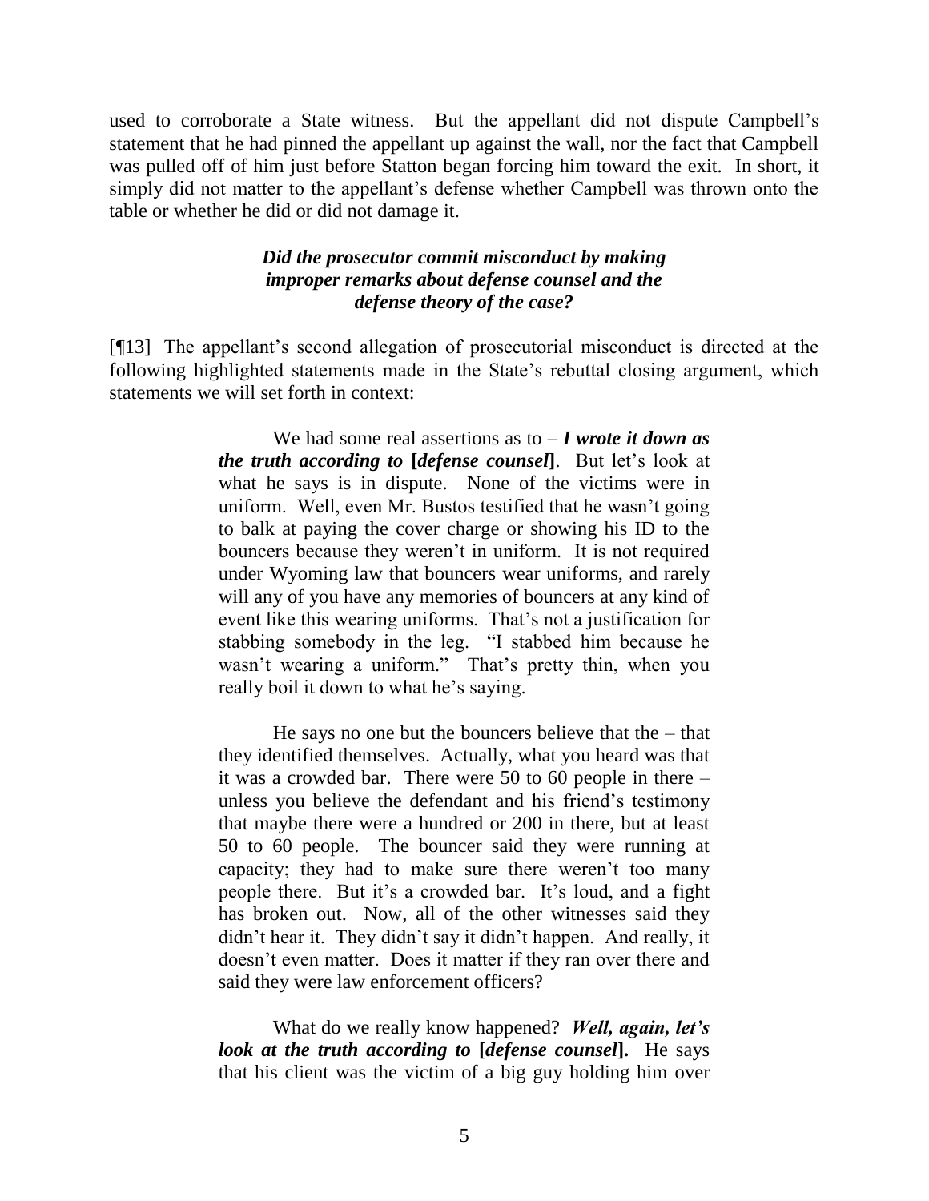used to corroborate a State witness. But the appellant did not dispute Campbell's statement that he had pinned the appellant up against the wall, nor the fact that Campbell was pulled off of him just before Statton began forcing him toward the exit. In short, it simply did not matter to the appellant's defense whether Campbell was thrown onto the table or whether he did or did not damage it.

### *Did the prosecutor commit misconduct by making improper remarks about defense counsel and the defense theory of the case?*

[¶13] The appellant's second allegation of prosecutorial misconduct is directed at the following highlighted statements made in the State's rebuttal closing argument, which statements we will set forth in context:

> We had some real assertions as to – ***I wrote it down as the truth according to* [*defense counsel*]**. But let's look at what he says is in dispute. None of the victims were in uniform. Well, even Mr. Bustos testified that he wasn't going to balk at paying the cover charge or showing his ID to the bouncers because they weren't in uniform. It is not required under Wyoming law that bouncers wear uniforms, and rarely will any of you have any memories of bouncers at any kind of event like this wearing uniforms. That's not a justification for stabbing somebody in the leg. "I stabbed him because he wasn't wearing a uniform." That's pretty thin, when you really boil it down to what he's saying.
>
> He says no one but the bouncers believe that the – that they identified themselves. Actually, what you heard was that it was a crowded bar. There were 50 to 60 people in there – unless you believe the defendant and his friend's testimony that maybe there were a hundred or 200 in there, but at least 50 to 60 people. The bouncer said they were running at capacity; they had to make sure there weren't too many people there. But it's a crowded bar. It's loud, and a fight has broken out. Now, all of the other witnesses said they didn't hear it. They didn't say it didn't happen. And really, it doesn't even matter. Does it matter if they ran over there and said they were law enforcement officers?
>
> What do we really know happened? ***Well, again, let's look at the truth according to* [*defense counsel*].** He says that his client was the victim of a big guy holding him over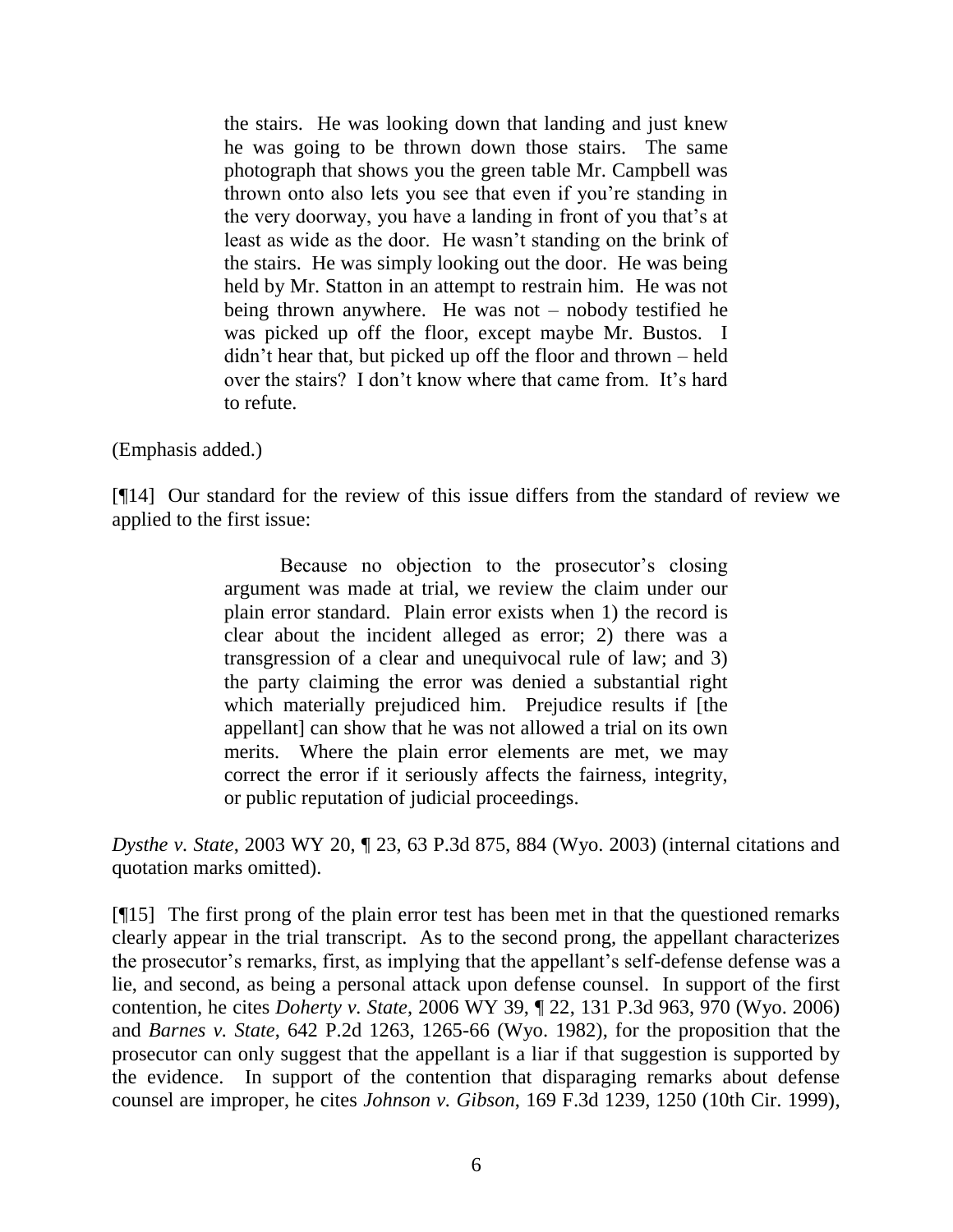> the stairs. He was looking down that landing and just knew he was going to be thrown down those stairs. The same photograph that shows you the green table Mr. Campbell was thrown onto also lets you see that even if you're standing in the very doorway, you have a landing in front of you that's at least as wide as the door. He wasn't standing on the brink of the stairs. He was simply looking out the door. He was being held by Mr. Statton in an attempt to restrain him. He was not being thrown anywhere. He was not – nobody testified he was picked up off the floor, except maybe Mr. Bustos. I didn't hear that, but picked up off the floor and thrown – held over the stairs? I don't know where that came from. It's hard to refute.

(Emphasis added.)

[¶14] Our standard for the review of this issue differs from the standard of review we applied to the first issue:

> Because no objection to the prosecutor's closing argument was made at trial, we review the claim under our plain error standard. Plain error exists when 1) the record is clear about the incident alleged as error; 2) there was a transgression of a clear and unequivocal rule of law; and 3) the party claiming the error was denied a substantial right which materially prejudiced him. Prejudice results if [the appellant] can show that he was not allowed a trial on its own merits. Where the plain error elements are met, we may correct the error if it seriously affects the fairness, integrity, or public reputation of judicial proceedings.

*Dysthe v. State*, 2003 WY 20, ¶ 23, 63 P.3d 875, 884 (Wyo. 2003) (internal citations and quotation marks omitted).

[¶15] The first prong of the plain error test has been met in that the questioned remarks clearly appear in the trial transcript. As to the second prong, the appellant characterizes the prosecutor's remarks, first, as implying that the appellant's self-defense defense was a lie, and second, as being a personal attack upon defense counsel. In support of the first contention, he cites *Doherty v. State*, 2006 WY 39, ¶ 22, 131 P.3d 963, 970 (Wyo. 2006) and *Barnes v. State*, 642 P.2d 1263, 1265-66 (Wyo. 1982), for the proposition that the prosecutor can only suggest that the appellant is a liar if that suggestion is supported by the evidence. In support of the contention that disparaging remarks about defense counsel are improper, he cites *Johnson v. Gibson*, 169 F.3d 1239, 1250 (10th Cir. 1999),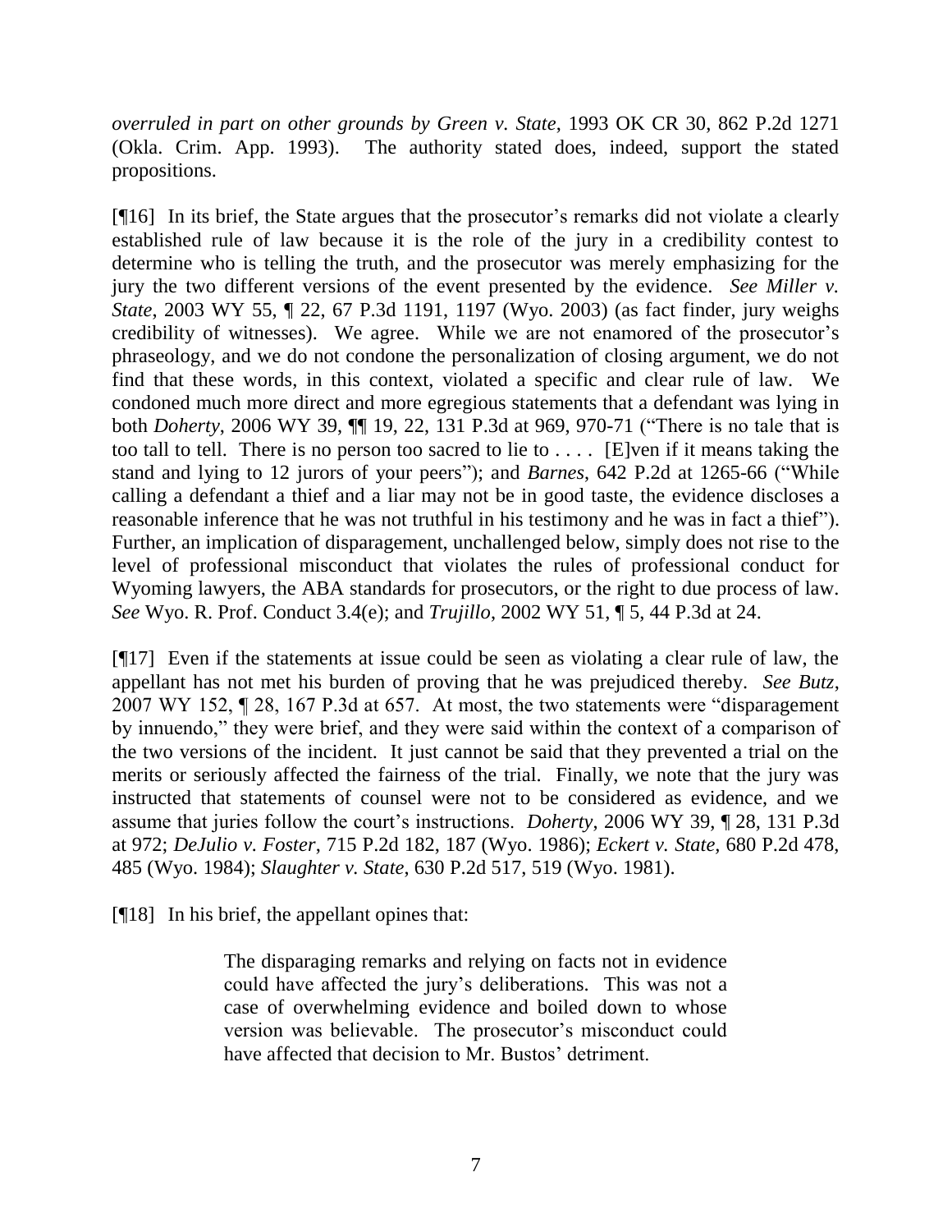*overruled in part on other grounds by Green v. State*, 1993 OK CR 30, 862 P.2d 1271 (Okla. Crim. App. 1993). The authority stated does, indeed, support the stated propositions.

[¶16] In its brief, the State argues that the prosecutor's remarks did not violate a clearly established rule of law because it is the role of the jury in a credibility contest to determine who is telling the truth, and the prosecutor was merely emphasizing for the jury the two different versions of the event presented by the evidence. *See Miller v. State*, 2003 WY 55, ¶ 22, 67 P.3d 1191, 1197 (Wyo. 2003) (as fact finder, jury weighs credibility of witnesses). We agree. While we are not enamored of the prosecutor's phraseology, and we do not condone the personalization of closing argument, we do not find that these words, in this context, violated a specific and clear rule of law. We condoned much more direct and more egregious statements that a defendant was lying in both *Doherty*, 2006 WY 39, ¶¶ 19, 22, 131 P.3d at 969, 970-71 ("There is no tale that is too tall to tell. There is no person too sacred to lie to . . . . [E]ven if it means taking the stand and lying to 12 jurors of your peers"); and *Barnes*, 642 P.2d at 1265-66 ("While calling a defendant a thief and a liar may not be in good taste, the evidence discloses a reasonable inference that he was not truthful in his testimony and he was in fact a thief"). Further, an implication of disparagement, unchallenged below, simply does not rise to the level of professional misconduct that violates the rules of professional conduct for Wyoming lawyers, the ABA standards for prosecutors, or the right to due process of law. *See* Wyo. R. Prof. Conduct 3.4(e); and *Trujillo*, 2002 WY 51, ¶ 5, 44 P.3d at 24.

[¶17] Even if the statements at issue could be seen as violating a clear rule of law, the appellant has not met his burden of proving that he was prejudiced thereby. *See Butz*, 2007 WY 152, ¶ 28, 167 P.3d at 657. At most, the two statements were "disparagement by innuendo," they were brief, and they were said within the context of a comparison of the two versions of the incident. It just cannot be said that they prevented a trial on the merits or seriously affected the fairness of the trial. Finally, we note that the jury was instructed that statements of counsel were not to be considered as evidence, and we assume that juries follow the court's instructions. *Doherty*, 2006 WY 39, ¶ 28, 131 P.3d at 972; *DeJulio v. Foster*, 715 P.2d 182, 187 (Wyo. 1986); *Eckert v. State*, 680 P.2d 478, 485 (Wyo. 1984); *Slaughter v. State*, 630 P.2d 517, 519 (Wyo. 1981).

[¶18] In his brief, the appellant opines that:

> The disparaging remarks and relying on facts not in evidence could have affected the jury's deliberations. This was not a case of overwhelming evidence and boiled down to whose version was believable. The prosecutor's misconduct could have affected that decision to Mr. Bustos' detriment.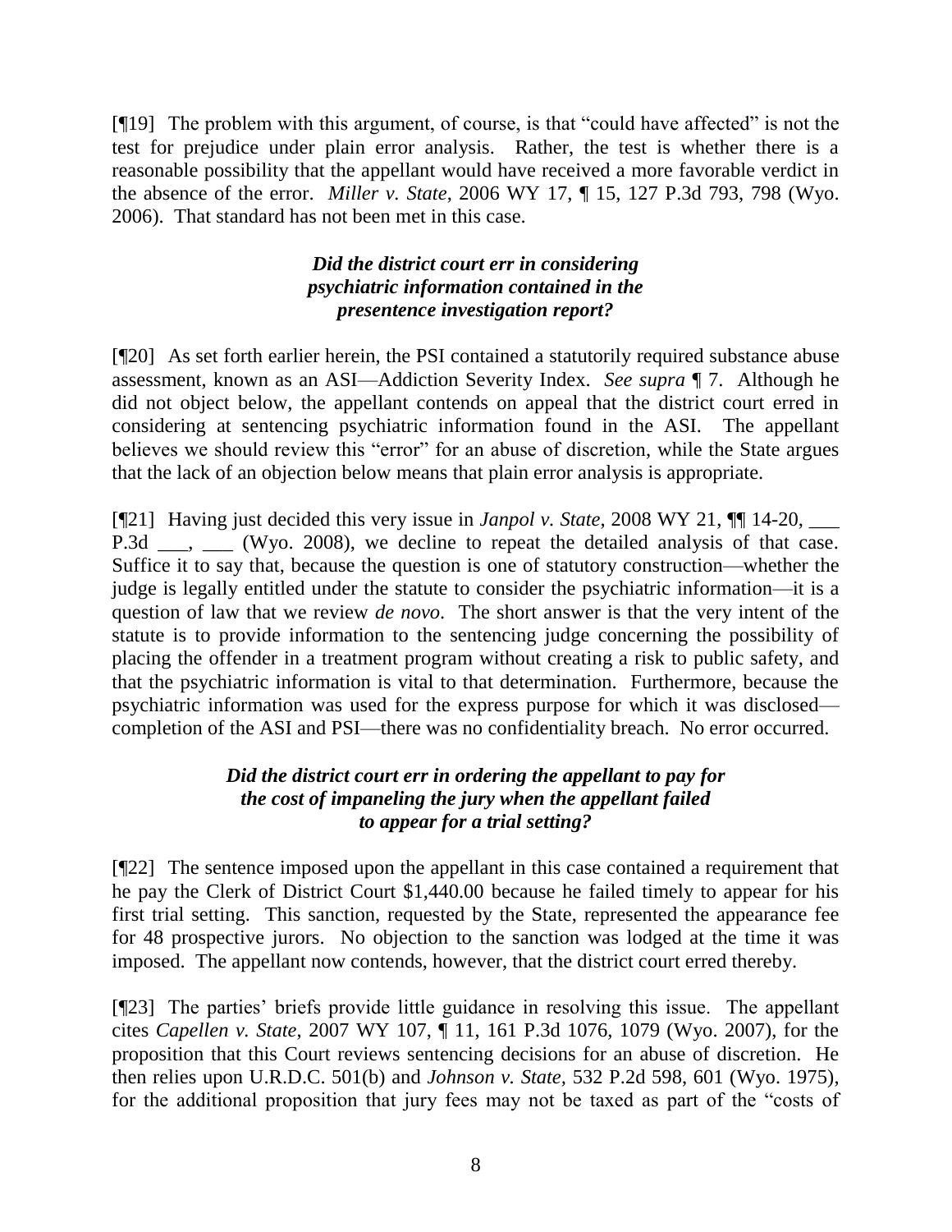[¶19] The problem with this argument, of course, is that "could have affected" is not the test for prejudice under plain error analysis. Rather, the test is whether there is a reasonable possibility that the appellant would have received a more favorable verdict in the absence of the error. *Miller v. State*, 2006 WY 17, ¶ 15, 127 P.3d 793, 798 (Wyo. 2006). That standard has not been met in this case.

***Did the district court err in considering psychiatric information contained in the presentence investigation report?***

[¶20] As set forth earlier herein, the PSI contained a statutorily required substance abuse assessment, known as an ASI—Addiction Severity Index. *See supra* ¶ 7. Although he did not object below, the appellant contends on appeal that the district court erred in considering at sentencing psychiatric information found in the ASI. The appellant believes we should review this "error" for an abuse of discretion, while the State argues that the lack of an objection below means that plain error analysis is appropriate.

[¶21] Having just decided this very issue in *Janpol v. State*, 2008 WY 21, ¶¶ 14-20, ___ P.3d ___, ___ (Wyo. 2008), we decline to repeat the detailed analysis of that case. Suffice it to say that, because the question is one of statutory construction—whether the judge is legally entitled under the statute to consider the psychiatric information—it is a question of law that we review *de novo*. The short answer is that the very intent of the statute is to provide information to the sentencing judge concerning the possibility of placing the offender in a treatment program without creating a risk to public safety, and that the psychiatric information is vital to that determination. Furthermore, because the psychiatric information was used for the express purpose for which it was disclosed—completion of the ASI and PSI—there was no confidentiality breach. No error occurred.

***Did the district court err in ordering the appellant to pay for the cost of impaneling the jury when the appellant failed to appear for a trial setting?***

[¶22] The sentence imposed upon the appellant in this case contained a requirement that he pay the Clerk of District Court $1,440.00 because he failed timely to appear for his first trial setting. This sanction, requested by the State, represented the appearance fee for 48 prospective jurors. No objection to the sanction was lodged at the time it was imposed. The appellant now contends, however, that the district court erred thereby.

[¶23] The parties' briefs provide little guidance in resolving this issue. The appellant cites *Capellen v. State*, 2007 WY 107, ¶ 11, 161 P.3d 1076, 1079 (Wyo. 2007), for the proposition that this Court reviews sentencing decisions for an abuse of discretion. He then relies upon U.R.D.C. 501(b) and *Johnson v. State*, 532 P.2d 598, 601 (Wyo. 1975), for the additional proposition that jury fees may not be taxed as part of the "costs of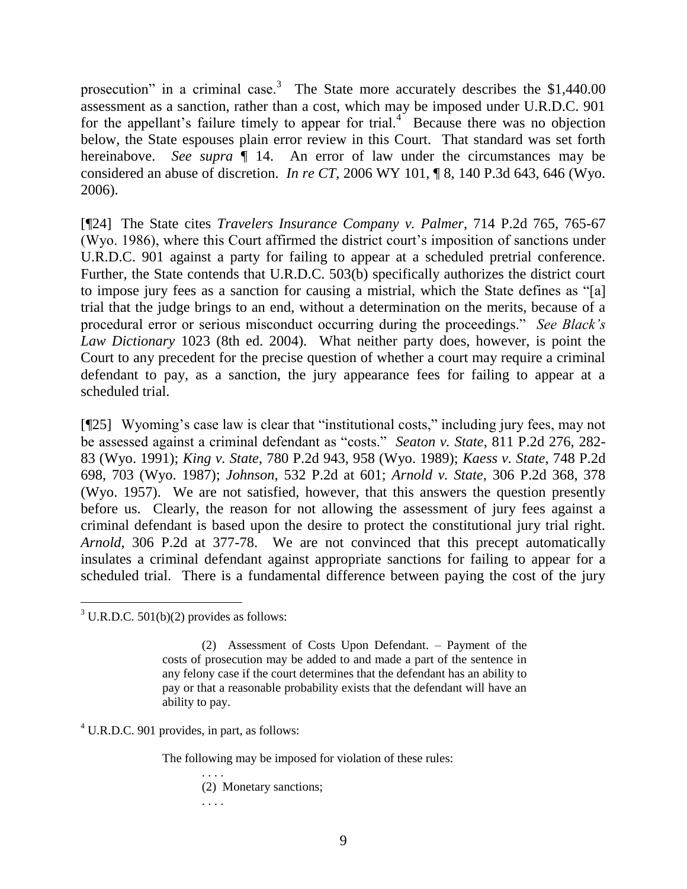prosecution" in a criminal case.[3] The State more accurately describes the $1,440.00 assessment as a sanction, rather than a cost, which may be imposed under U.R.D.C. 901 for the appellant's failure timely to appear for trial.[4] Because there was no objection below, the State espouses plain error review in this Court. That standard was set forth hereinabove. *See supra* ¶ 14. An error of law under the circumstances may be considered an abuse of discretion. *In re CT*, 2006 WY 101, ¶ 8, 140 P.3d 643, 646 (Wyo. 2006).

[¶24] The State cites *Travelers Insurance Company v. Palmer*, 714 P.2d 765, 765-67 (Wyo. 1986), where this Court affirmed the district court's imposition of sanctions under U.R.D.C. 901 against a party for failing to appear at a scheduled pretrial conference. Further, the State contends that U.R.D.C. 503(b) specifically authorizes the district court to impose jury fees as a sanction for causing a mistrial, which the State defines as "[a] trial that the judge brings to an end, without a determination on the merits, because of a procedural error or serious misconduct occurring during the proceedings." *See Black's Law Dictionary* 1023 (8th ed. 2004). What neither party does, however, is point the Court to any precedent for the precise question of whether a court may require a criminal defendant to pay, as a sanction, the jury appearance fees for failing to appear at a scheduled trial.

[¶25] Wyoming's case law is clear that "institutional costs," including jury fees, may not be assessed against a criminal defendant as "costs." *Seaton v. State*, 811 P.2d 276, 282-83 (Wyo. 1991); *King v. State*, 780 P.2d 943, 958 (Wyo. 1989); *Kaess v. State*, 748 P.2d 698, 703 (Wyo. 1987); *Johnson*, 532 P.2d at 601; *Arnold v. State*, 306 P.2d 368, 378 (Wyo. 1957). We are not satisfied, however, that this answers the question presently before us. Clearly, the reason for not allowing the assessment of jury fees against a criminal defendant is based upon the desire to protect the constitutional jury trial right. *Arnold*, 306 P.2d at 377-78. We are not convinced that this precept automatically insulates a criminal defendant against appropriate sanctions for failing to appear for a scheduled trial. There is a fundamental difference between paying the cost of the jury

---

[3] U.R.D.C. 501(b)(2) provides as follows:

> (2) Assessment of Costs Upon Defendant. – Payment of the costs of prosecution may be added to and made a part of the sentence in any felony case if the court determines that the defendant has an ability to pay or that a reasonable probability exists that the defendant will have an ability to pay.

[4] U.R.D.C. 901 provides, in part, as follows:

> The following may be imposed for violation of these rules:
>
> . . . .
>
> (2) Monetary sanctions;
>
> . . . .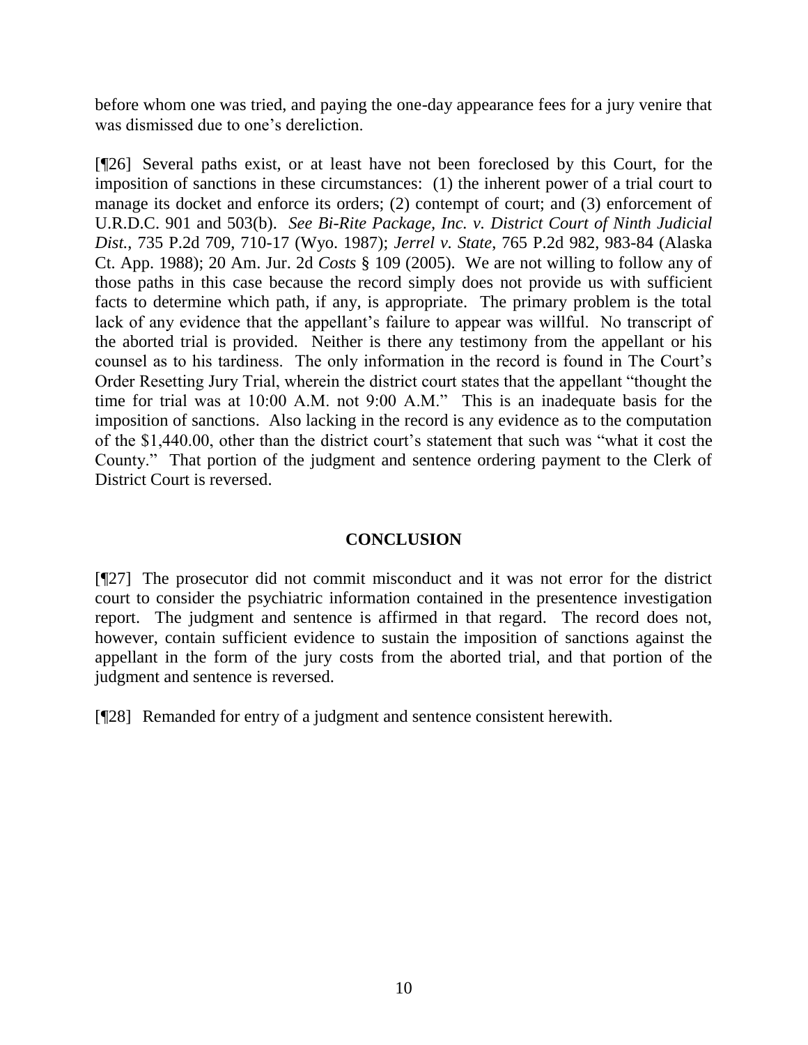before whom one was tried, and paying the one-day appearance fees for a jury venire that was dismissed due to one's dereliction.

[¶26] Several paths exist, or at least have not been foreclosed by this Court, for the imposition of sanctions in these circumstances: (1) the inherent power of a trial court to manage its docket and enforce its orders; (2) contempt of court; and (3) enforcement of U.R.D.C. 901 and 503(b). *See Bi-Rite Package, Inc. v. District Court of Ninth Judicial Dist.*, 735 P.2d 709, 710-17 (Wyo. 1987); *Jerrel v. State*, 765 P.2d 982, 983-84 (Alaska Ct. App. 1988); 20 Am. Jur. 2d *Costs* § 109 (2005). We are not willing to follow any of those paths in this case because the record simply does not provide us with sufficient facts to determine which path, if any, is appropriate. The primary problem is the total lack of any evidence that the appellant's failure to appear was willful. No transcript of the aborted trial is provided. Neither is there any testimony from the appellant or his counsel as to his tardiness. The only information in the record is found in The Court's Order Resetting Jury Trial, wherein the district court states that the appellant "thought the time for trial was at 10:00 A.M. not 9:00 A.M." This is an inadequate basis for the imposition of sanctions. Also lacking in the record is any evidence as to the computation of the $1,440.00, other than the district court's statement that such was "what it cost the County." That portion of the judgment and sentence ordering payment to the Clerk of District Court is reversed.

## CONCLUSION

[¶27] The prosecutor did not commit misconduct and it was not error for the district court to consider the psychiatric information contained in the presentence investigation report. The judgment and sentence is affirmed in that regard. The record does not, however, contain sufficient evidence to sustain the imposition of sanctions against the appellant in the form of the jury costs from the aborted trial, and that portion of the judgment and sentence is reversed.

[¶28] Remanded for entry of a judgment and sentence consistent herewith.